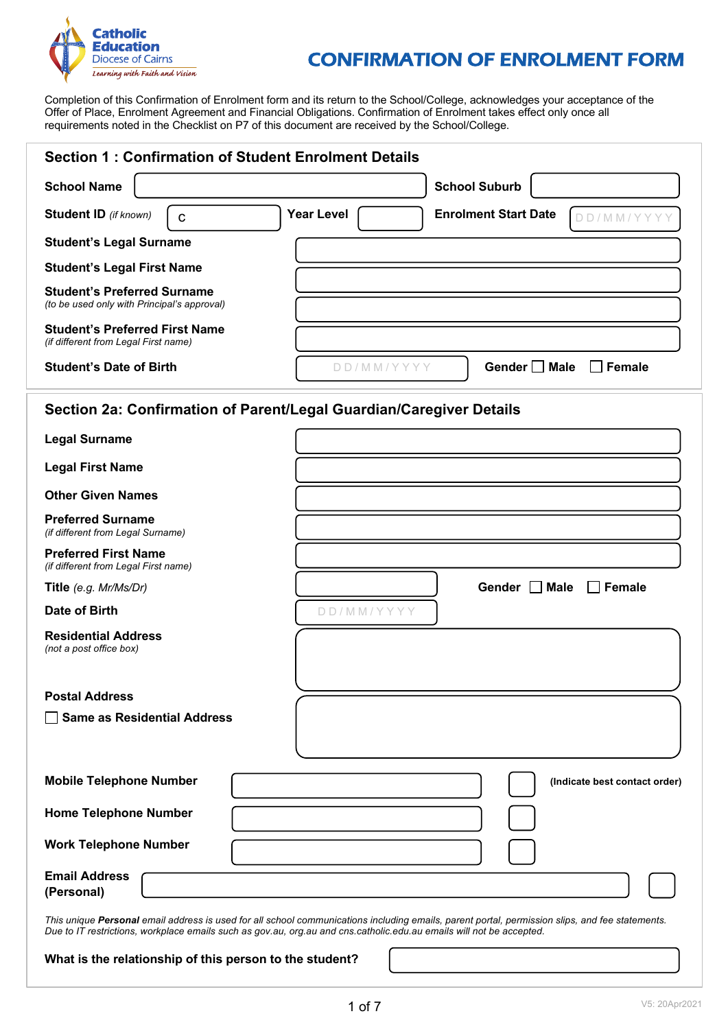Catholic Education Diocese of Cairns
*Learning with Faith and Vision*

# CONFIRMATION OF ENROLMENT FORM

Completion of this Confirmation of Enrolment form and its return to the School/College, acknowledges your acceptance of the Offer of Place, Enrolment Agreement and Financial Obligations. Confirmation of Enrolment takes effect only once all requirements noted in the Checklist on P7 of this document are received by the School/College.

## Section 1 : Confirmation of Student Enrolment Details

**School Name** ____________________ **School Suburb** ____________________

**Student ID** *(if known)* C__________ **Year Level** ________ **Enrolment Start Date** DD/MM/YYYY

**Student's Legal Surname** ____________________

**Student's Legal First Name** ____________________

**Student's Preferred Surname**
*(to be used only with Principal's approval)* ____________________

**Student's Preferred First Name**
*(if different from Legal First name)* ____________________

**Student's Date of Birth** DD/MM/YYYY **Gender** ☐ **Male** ☐ **Female**

## Section 2a: Confirmation of Parent/Legal Guardian/Caregiver Details

**Legal Surname** ____________________

**Legal First Name** ____________________

**Other Given Names** ____________________

**Preferred Surname**
*(if different from Legal Surname)* ____________________

**Preferred First Name**
*(if different from Legal First name)* ____________________

**Title** *(e.g. Mr/Ms/Dr)* ________ **Gender** ☐ **Male** ☐ **Female**

**Date of Birth** DD/MM/YYYY

**Residential Address**
*(not a post office box)* ____________________

**Postal Address**
☐ **Same as Residential Address** ____________________

**Mobile Telephone Number** ____________________ ☐ **(Indicate best contact order)**

**Home Telephone Number** ____________________ ☐

**Work Telephone Number** ____________________ ☐

**Email Address (Personal)** ____________________ ☐

*This unique **Personal** email address is used for all school communications including emails, parent portal, permission slips, and fee statements. Due to IT restrictions, workplace emails such as gov.au, org.au and cns.catholic.edu.au emails will not be accepted.*

**What is the relationship of this person to the student?** ____________________

V5: 20Apr2021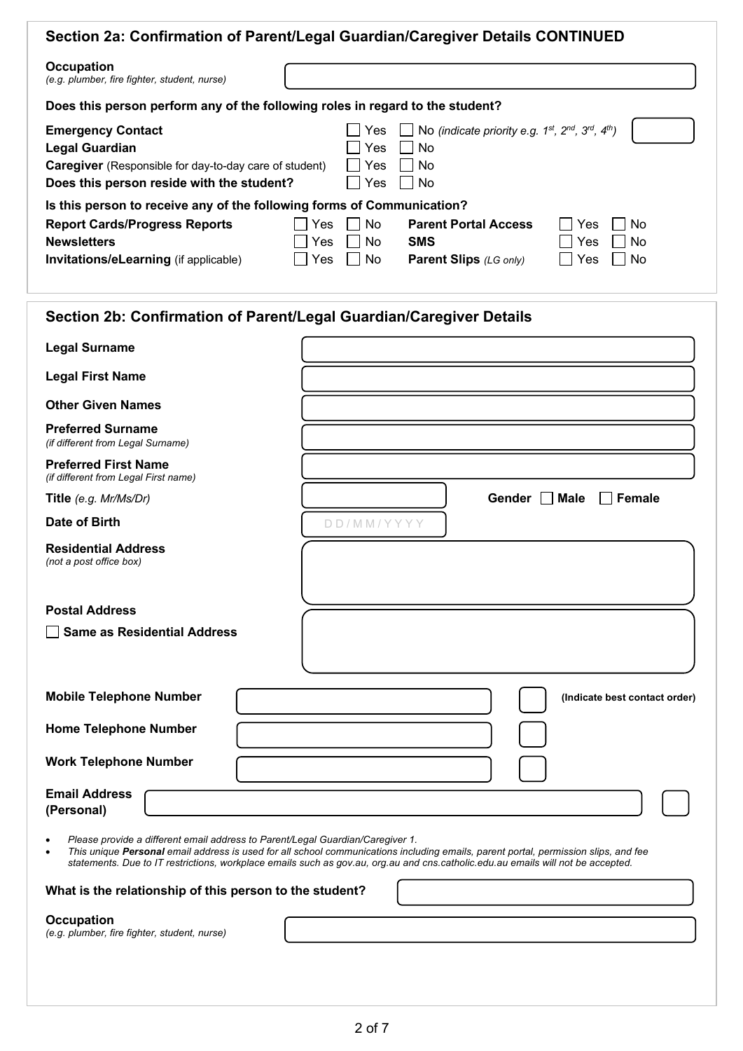## Section 2a: Confirmation of Parent/Legal Guardian/Caregiver Details CONTINUED

**Occupation**
*(e.g. plumber, fire fighter, student, nurse)*

**Does this person perform any of the following roles in regard to the student?**

| | | |
|---|---|---|
| **Emergency Contact** | ☐ Yes | ☐ No *(indicate priority e.g. 1st, 2nd, 3rd, 4th)* |
| **Legal Guardian** | ☐ Yes | ☐ No |
| **Caregiver** (Responsible for day-to-day care of student) | ☐ Yes | ☐ No |
| **Does this person reside with the student?** | ☐ Yes | ☐ No |

**Is this person to receive any of the following forms of Communication?**

| | | | | | |
|---|---|---|---|---|---|
| **Report Cards/Progress Reports** | ☐ Yes | ☐ No | **Parent Portal Access** | ☐ Yes | ☐ No |
| **Newsletters** | ☐ Yes | ☐ No | **SMS** | ☐ Yes | ☐ No |
| **Invitations/eLearning** (if applicable) | ☐ Yes | ☐ No | **Parent Slips** *(LG only)* | ☐ Yes | ☐ No |

## Section 2b: Confirmation of Parent/Legal Guardian/Caregiver Details

**Legal Surname**

**Legal First Name**

**Other Given Names**

**Preferred Surname**
*(if different from Legal Surname)*

**Preferred First Name**
*(if different from Legal First name)*

**Title** *(e.g. Mr/Ms/Dr)* **Gender** ☐ **Male** ☐ **Female**

**Date of Birth** DD/MM/YYYY

**Residential Address**
*(not a post office box)*

**Postal Address**

☐ **Same as Residential Address**

**Mobile Telephone Number** **(Indicate best contact order)**

**Home Telephone Number**

**Work Telephone Number**

**Email Address (Personal)**

- *Please provide a different email address to Parent/Legal Guardian/Caregiver 1.*
- *This unique **Personal** email address is used for all school communications including emails, parent portal, permission slips, and fee statements. Due to IT restrictions, workplace emails such as gov.au, org.au and cns.catholic.edu.au emails will not be accepted.*

**What is the relationship of this person to the student?**

**Occupation**
*(e.g. plumber, fire fighter, student, nurse)*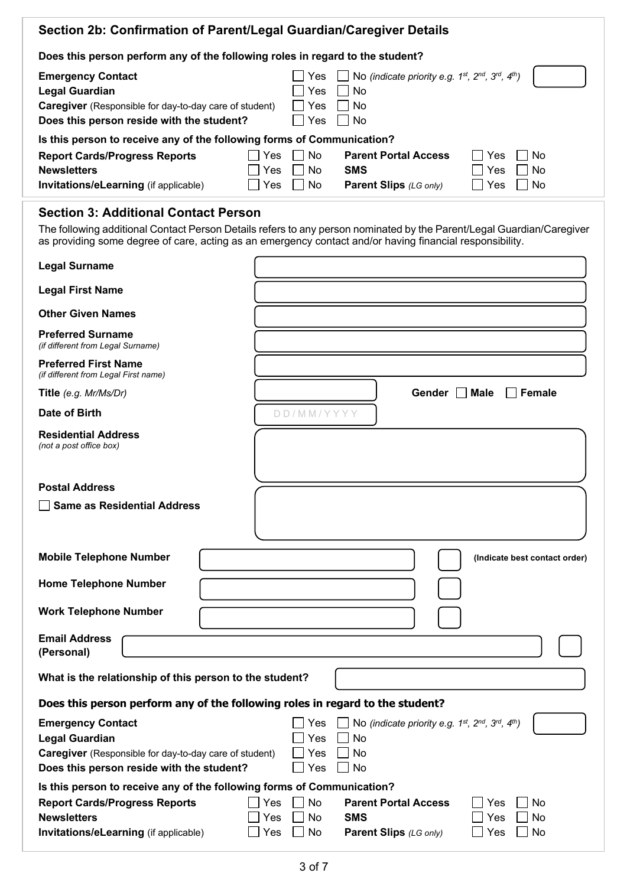## Section 2b: Confirmation of Parent/Legal Guardian/Caregiver Details

**Does this person perform any of the following roles in regard to the student?**

| | | |
|---|---|---|
| **Emergency Contact** | ☐ Yes | ☐ No *(indicate priority e.g. 1st, 2nd, 3rd, 4th)* ☐ |
| **Legal Guardian** | ☐ Yes | ☐ No |
| **Caregiver** (Responsible for day-to-day care of student) | ☐ Yes | ☐ No |
| **Does this person reside with the student?** | ☐ Yes | ☐ No |

**Is this person to receive any of the following forms of Communication?**

| | | | | | |
|---|---|---|---|---|---|
| **Report Cards/Progress Reports** | ☐ Yes | ☐ No | **Parent Portal Access** | ☐ Yes | ☐ No |
| **Newsletters** | ☐ Yes | ☐ No | **SMS** | ☐ Yes | ☐ No |
| **Invitations/eLearning** (if applicable) | ☐ Yes | ☐ No | **Parent Slips** *(LG only)* | ☐ Yes | ☐ No |

## Section 3: Additional Contact Person

The following additional Contact Person Details refers to any person nominated by the Parent/Legal Guardian/Caregiver as providing some degree of care, acting as an emergency contact and/or having financial responsibility.

**Legal Surname** ____________________

**Legal First Name** ____________________

**Other Given Names** ____________________

**Preferred Surname** *(if different from Legal Surname)* ____________________

**Preferred First Name** *(if different from Legal First name)* ____________________

**Title** *(e.g. Mr/Ms/Dr)* __________ **Gender** ☐ **Male** ☐ **Female**

**Date of Birth** DD/MM/YYYY

**Residential Address** *(not a post office box)* ____________________

**Postal Address** ____________________

☐ **Same as Residential Address**

| | | |
|---|---|---|
| **Mobile Telephone Number** | | ☐ **(Indicate best contact order)** |
| **Home Telephone Number** | | ☐ |
| **Work Telephone Number** | | ☐ |
| **Email Address (Personal)** | | ☐ |

**What is the relationship of this person to the student?** ____________________

**Does this person perform any of the following roles in regard to the student?**

| | | |
|---|---|---|
| **Emergency Contact** | ☐ Yes | ☐ No *(indicate priority e.g. 1st, 2nd, 3rd, 4th)* ☐ |
| **Legal Guardian** | ☐ Yes | ☐ No |
| **Caregiver** (Responsible for day-to-day care of student) | ☐ Yes | ☐ No |
| **Does this person reside with the student?** | ☐ Yes | ☐ No |

**Is this person to receive any of the following forms of Communication?**

| | | | | | |
|---|---|---|---|---|---|
| **Report Cards/Progress Reports** | ☐ Yes | ☐ No | **Parent Portal Access** | ☐ Yes | ☐ No |
| **Newsletters** | ☐ Yes | ☐ No | **SMS** | ☐ Yes | ☐ No |
| **Invitations/eLearning** (if applicable) | ☐ Yes | ☐ No | **Parent Slips** *(LG only)* | ☐ Yes | ☐ No |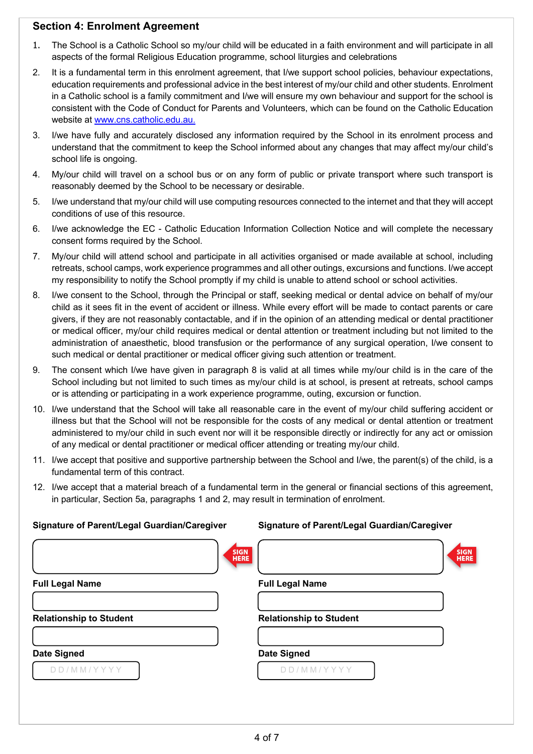## Section 4: Enrolment Agreement

1. The School is a Catholic School so my/our child will be educated in a faith environment and will participate in all aspects of the formal Religious Education programme, school liturgies and celebrations
2. It is a fundamental term in this enrolment agreement, that I/we support school policies, behaviour expectations, education requirements and professional advice in the best interest of my/our child and other students. Enrolment in a Catholic school is a family commitment and I/we will ensure my own behaviour and support for the school is consistent with the Code of Conduct for Parents and Volunteers, which can be found on the Catholic Education website at [www.cns.catholic.edu.au.](www.cns.catholic.edu.au)
3. I/we have fully and accurately disclosed any information required by the School in its enrolment process and understand that the commitment to keep the School informed about any changes that may affect my/our child's school life is ongoing.
4. My/our child will travel on a school bus or on any form of public or private transport where such transport is reasonably deemed by the School to be necessary or desirable.
5. I/we understand that my/our child will use computing resources connected to the internet and that they will accept conditions of use of this resource.
6. I/we acknowledge the EC - Catholic Education Information Collection Notice and will complete the necessary consent forms required by the School.
7. My/our child will attend school and participate in all activities organised or made available at school, including retreats, school camps, work experience programmes and all other outings, excursions and functions. I/we accept my responsibility to notify the School promptly if my child is unable to attend school or school activities.
8. I/we consent to the School, through the Principal or staff, seeking medical or dental advice on behalf of my/our child as it sees fit in the event of accident or illness. While every effort will be made to contact parents or care givers, if they are not reasonably contactable, and if in the opinion of an attending medical or dental practitioner or medical officer, my/our child requires medical or dental attention or treatment including but not limited to the administration of anaesthetic, blood transfusion or the performance of any surgical operation, I/we consent to such medical or dental practitioner or medical officer giving such attention or treatment.
9. The consent which I/we have given in paragraph 8 is valid at all times while my/our child is in the care of the School including but not limited to such times as my/our child is at school, is present at retreats, school camps or is attending or participating in a work experience programme, outing, excursion or function.
10. I/we understand that the School will take all reasonable care in the event of my/our child suffering accident or illness but that the School will not be responsible for the costs of any medical or dental attention or treatment administered to my/our child in such event nor will it be responsible directly or indirectly for any act or omission of any medical or dental practitioner or medical officer attending or treating my/our child.
11. I/we accept that positive and supportive partnership between the School and I/we, the parent(s) of the child, is a fundamental term of this contract.
12. I/we accept that a material breach of a fundamental term in the general or financial sections of this agreement, in particular, Section 5a, paragraphs 1 and 2, may result in termination of enrolment.

**Signature of Parent/Legal Guardian/Caregiver**

SIGN HERE

**Full Legal Name**

**Relationship to Student**

**Date Signed**

DD/MM/YYYY

**Signature of Parent/Legal Guardian/Caregiver**

SIGN HERE

**Full Legal Name**

**Relationship to Student**

**Date Signed**

DD/MM/YYYY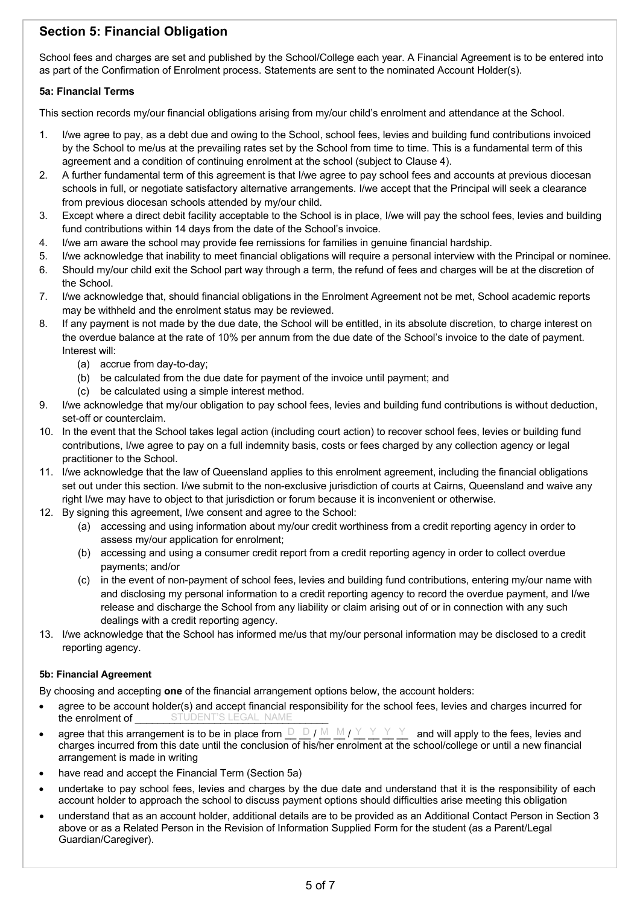## Section 5: Financial Obligation

School fees and charges are set and published by the School/College each year. A Financial Agreement is to be entered into as part of the Confirmation of Enrolment process. Statements are sent to the nominated Account Holder(s).

### 5a: Financial Terms

This section records my/our financial obligations arising from my/our child's enrolment and attendance at the School.

1. I/we agree to pay, as a debt due and owing to the School, school fees, levies and building fund contributions invoiced by the School to me/us at the prevailing rates set by the School from time to time. This is a fundamental term of this agreement and a condition of continuing enrolment at the school (subject to Clause 4).
2. A further fundamental term of this agreement is that I/we agree to pay school fees and accounts at previous diocesan schools in full, or negotiate satisfactory alternative arrangements. I/we accept that the Principal will seek a clearance from previous diocesan schools attended by my/our child.
3. Except where a direct debit facility acceptable to the School is in place, I/we will pay the school fees, levies and building fund contributions within 14 days from the date of the School's invoice.
4. I/we am aware the school may provide fee remissions for families in genuine financial hardship.
5. I/we acknowledge that inability to meet financial obligations will require a personal interview with the Principal or nominee.
6. Should my/our child exit the School part way through a term, the refund of fees and charges will be at the discretion of the School.
7. I/we acknowledge that, should financial obligations in the Enrolment Agreement not be met, School academic reports may be withheld and the enrolment status may be reviewed.
8. If any payment is not made by the due date, the School will be entitled, in its absolute discretion, to charge interest on the overdue balance at the rate of 10% per annum from the due date of the School's invoice to the date of payment. Interest will:
   (a) accrue from day-to-day;
   (b) be calculated from the due date for payment of the invoice until payment; and
   (c) be calculated using a simple interest method.
9. I/we acknowledge that my/our obligation to pay school fees, levies and building fund contributions is without deduction, set-off or counterclaim.
10. In the event that the School takes legal action (including court action) to recover school fees, levies or building fund contributions, I/we agree to pay on a full indemnity basis, costs or fees charged by any collection agency or legal practitioner to the School.
11. I/we acknowledge that the law of Queensland applies to this enrolment agreement, including the financial obligations set out under this section. I/we submit to the non-exclusive jurisdiction of courts at Cairns, Queensland and waive any right I/we may have to object to that jurisdiction or forum because it is inconvenient or otherwise.
12. By signing this agreement, I/we consent and agree to the School:
    (a) accessing and using information about my/our credit worthiness from a credit reporting agency in order to assess my/our application for enrolment;
    (b) accessing and using a consumer credit report from a credit reporting agency in order to collect overdue payments; and/or
    (c) in the event of non-payment of school fees, levies and building fund contributions, entering my/our name with and disclosing my personal information to a credit reporting agency to record the overdue payment, and I/we release and discharge the School from any liability or claim arising out of or in connection with any such dealings with a credit reporting agency.
13. I/we acknowledge that the School has informed me/us that my/our personal information may be disclosed to a credit reporting agency.

### 5b: Financial Agreement

By choosing and accepting **one** of the financial arrangement options below, the account holders:

- agree to be account holder(s) and accept financial responsibility for the school fees, levies and charges incurred for the enrolment of ________STUDENT'S LEGAL NAME________
- agree that this arrangement is to be in place from D D / M M / Y Y Y Y and will apply to the fees, levies and charges incurred from this date until the conclusion of his/her enrolment at the school/college or until a new financial arrangement is made in writing
- have read and accept the Financial Term (Section 5a)
- undertake to pay school fees, levies and charges by the due date and understand that it is the responsibility of each account holder to approach the school to discuss payment options should difficulties arise meeting this obligation
- understand that as an account holder, additional details are to be provided as an Additional Contact Person in Section 3 above or as a Related Person in the Revision of Information Supplied Form for the student (as a Parent/Legal Guardian/Caregiver).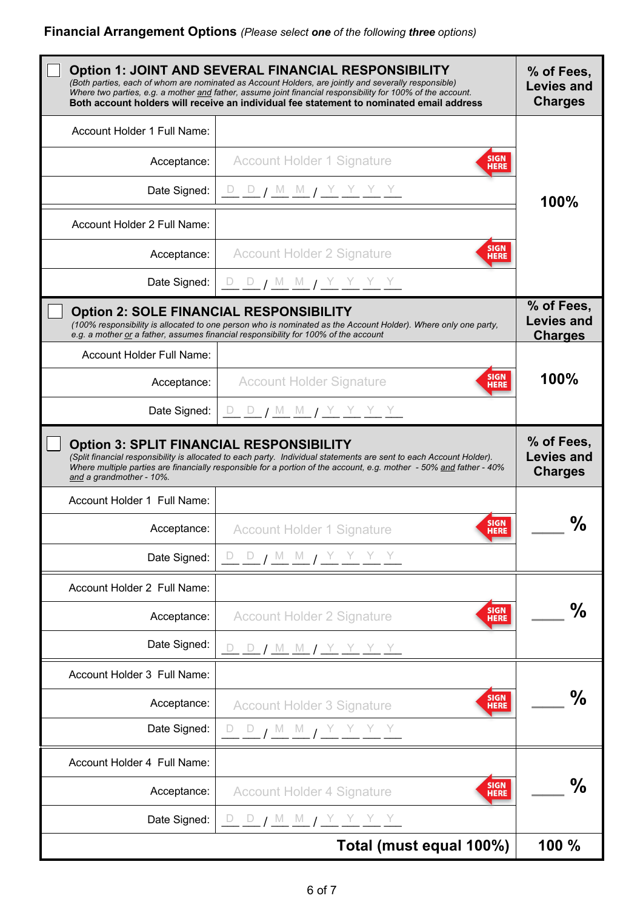**Financial Arrangement Options** *(Please select **one** of the following **three** options)*

| ☐ **Option 1: JOINT AND SEVERAL FINANCIAL RESPONSIBILITY**<br>*(Both parties, each of whom are nominated as Account Holders, are jointly and severally responsible)*<br>*Where two parties, e.g. a mother and father, assume joint financial responsibility for 100% of the account.*<br>**Both account holders will receive an individual fee statement to nominated email address** | | **% of Fees, Levies and Charges** |
|---|---|---|
| Account Holder 1 Full Name: | | **100%** |
| Acceptance: | Account Holder 1 Signature SIGN HERE | |
| Date Signed: | D D / M M / Y Y Y Y | |
| Account Holder 2 Full Name: | | |
| Acceptance: | Account Holder 2 Signature SIGN HERE | |
| Date Signed: | D D / M M / Y Y Y Y | |

| ☐ **Option 2: SOLE FINANCIAL RESPONSIBILITY**<br>*(100% responsibility is allocated to one person who is nominated as the Account Holder). Where only one party, e.g. a mother or a father, assumes financial responsibility for 100% of the account* | | **% of Fees, Levies and Charges** |
|---|---|---|
| Account Holder Full Name: | | **100%** |
| Acceptance: | Account Holder Signature SIGN HERE | |
| Date Signed: | D D / M M / Y Y Y Y | |

| ☐ **Option 3: SPLIT FINANCIAL RESPONSIBILITY**<br>*(Split financial responsibility is allocated to each party. Individual statements are sent to each Account Holder).*<br>*Where multiple parties are financially responsible for a portion of the account, e.g. mother - 50% and father - 40% and a grandmother - 10%.* | | **% of Fees, Levies and Charges** |
|---|---|---|
| Account Holder 1 Full Name: | | ____ % |
| Acceptance: | Account Holder 1 Signature SIGN HERE | |
| Date Signed: | D D / M M / Y Y Y Y | |
| Account Holder 2 Full Name: | | ____ % |
| Acceptance: | Account Holder 2 Signature SIGN HERE | |
| Date Signed: | D D / M M / Y Y Y Y | |
| Account Holder 3 Full Name: | | ____ % |
| Acceptance: | Account Holder 3 Signature SIGN HERE | |
| Date Signed: | D D / M M / Y Y Y Y | |
| Account Holder 4 Full Name: | | ____ % |
| Acceptance: | Account Holder 4 Signature SIGN HERE | |
| Date Signed: | D D / M M / Y Y Y Y | |
| | **Total (must equal 100%)** | **100 %** |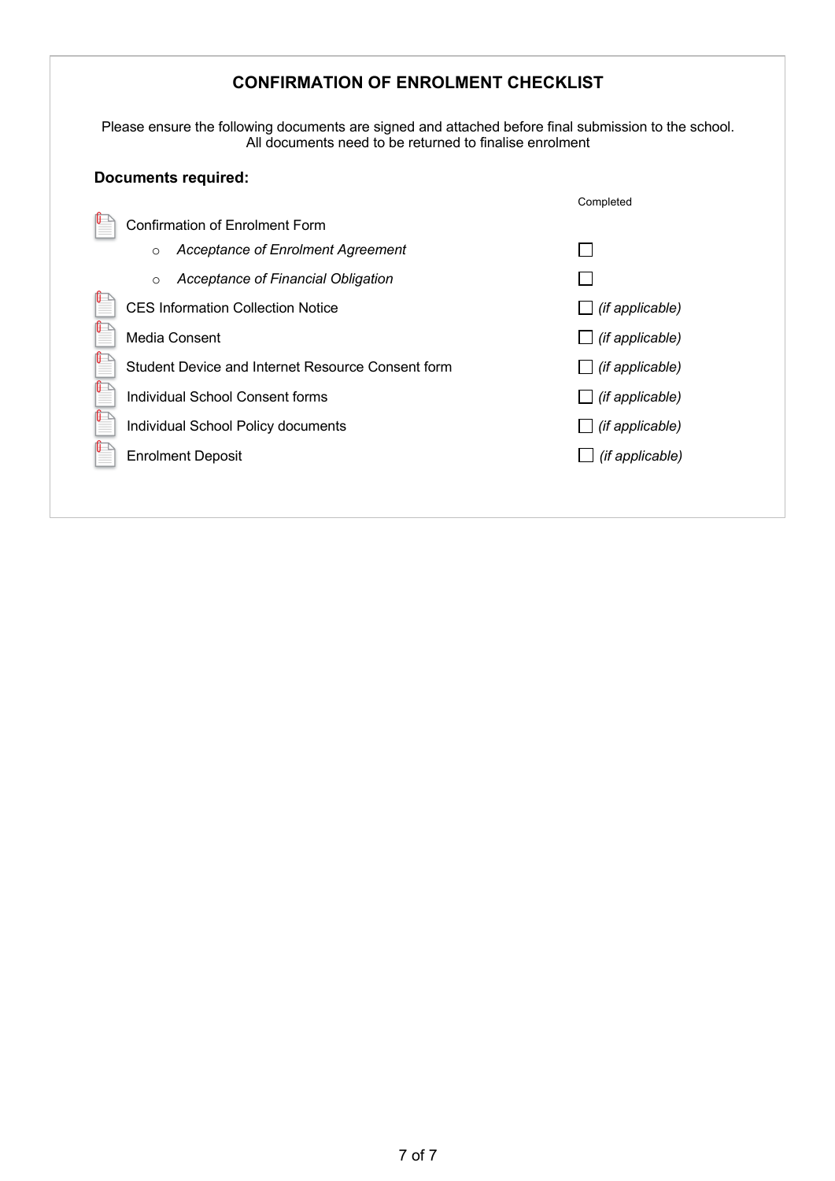## CONFIRMATION OF ENROLMENT CHECKLIST

Please ensure the following documents are signed and attached before final submission to the school. All documents need to be returned to finalise enrolment

**Documents required:**

| | Completed |
|---|---|
| Confirmation of Enrolment Form | |
| ○ *Acceptance of Enrolment Agreement* | ☐ |
| ○ *Acceptance of Financial Obligation* | ☐ |
| CES Information Collection Notice | ☐ *(if applicable)* |
| Media Consent | ☐ *(if applicable)* |
| Student Device and Internet Resource Consent form | ☐ *(if applicable)* |
| Individual School Consent forms | ☐ *(if applicable)* |
| Individual School Policy documents | ☐ *(if applicable)* |
| Enrolment Deposit | ☐ *(if applicable)* |